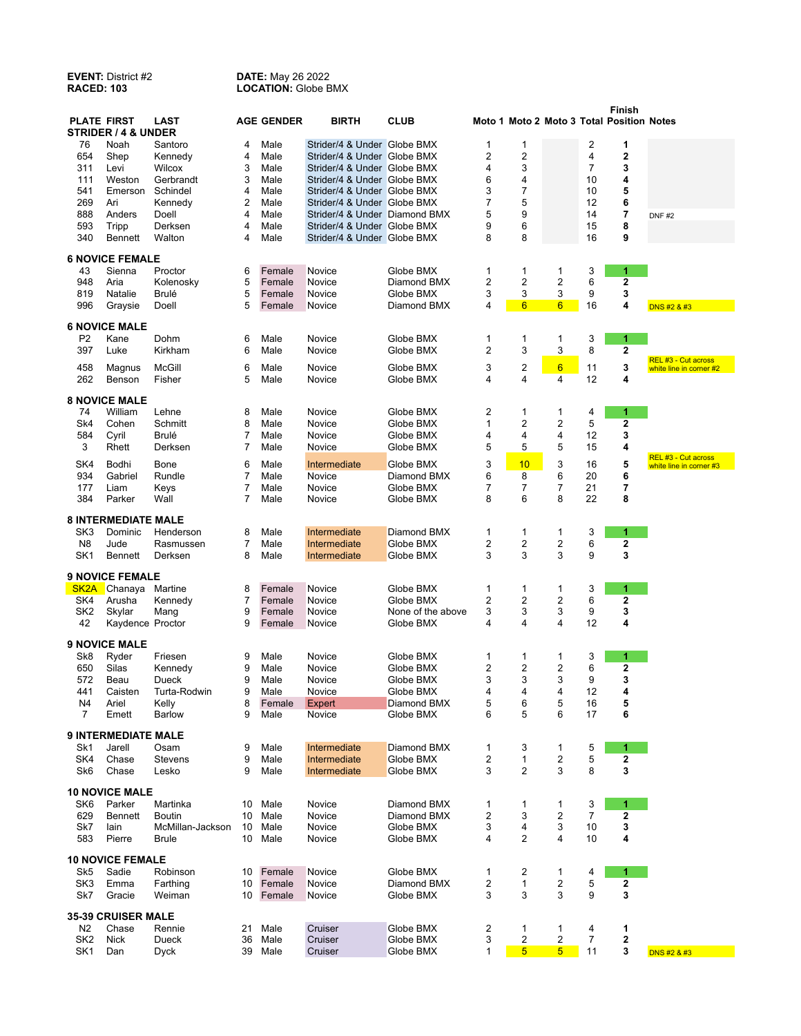**EVENT:** District #2
**RACED:** 103

**DATE:** May 26 2022
**LOCATION:** Globe BMX

| PLATE | FIRST | LAST | AGE | GENDER | BIRTH | CLUB | Moto 1 | Moto 2 | Moto 3 | Total | Finish Position | Notes |
|---|---|---|---|---|---|---|---|---|---|---|---|---|
| **STRIDER / 4 & UNDER** | | | | | | | | | | | | |
| 76 | Noah | Santoro | 4 | Male | Strider/4 & Under | Globe BMX | 1 | 1 | | 2 | **1** | |
| 654 | Shep | Kennedy | 4 | Male | Strider/4 & Under | Globe BMX | 2 | 2 | | 4 | **2** | |
| 311 | Levi | Wilcox | 3 | Male | Strider/4 & Under | Globe BMX | 4 | 3 | | 7 | **3** | |
| 111 | Weston | Gerbrandt | 3 | Male | Strider/4 & Under | Globe BMX | 6 | 4 | | 10 | **4** | |
| 541 | Emerson | Schindel | 4 | Male | Strider/4 & Under | Globe BMX | 3 | 7 | | 10 | **5** | |
| 269 | Ari | Kennedy | 2 | Male | Strider/4 & Under | Globe BMX | 7 | 5 | | 12 | **6** | |
| 888 | Anders | Doell | 4 | Male | Strider/4 & Under | Diamond BMX | 5 | 9 | | 14 | **7** | DNF #2 |
| 593 | Tripp | Derksen | 4 | Male | Strider/4 & Under | Globe BMX | 9 | 6 | | 15 | **8** | |
| 340 | Bennett | Walton | 4 | Male | Strider/4 & Under | Globe BMX | 8 | 8 | | 16 | **9** | |
| **6 NOVICE FEMALE** | | | | | | | | | | | | |
| 43 | Sienna | Proctor | 6 | Female | Novice | Globe BMX | 1 | 1 | 1 | 3 | **1** | |
| 948 | Aria | Kolenosky | 5 | Female | Novice | Diamond BMX | 2 | 2 | 2 | 6 | **2** | |
| 819 | Natalie | Brulé | 5 | Female | Novice | Globe BMX | 3 | 3 | 3 | 9 | **3** | |
| 996 | Graysie | Doell | 5 | Female | Novice | Diamond BMX | 4 | 6 | 6 | 16 | **4** | DNS #2 & #3 |
| **6 NOVICE MALE** | | | | | | | | | | | | |
| P2 | Kane | Dohm | 6 | Male | Novice | Globe BMX | 1 | 1 | 1 | 3 | **1** | |
| 397 | Luke | Kirkham | 6 | Male | Novice | Globe BMX | 2 | 3 | 3 | 8 | **2** | |
| 458 | Magnus | McGill | 6 | Male | Novice | Globe BMX | 3 | 2 | 6 | 11 | **3** | REL #3 - Cut across white line in corner #2 |
| 262 | Benson | Fisher | 5 | Male | Novice | Globe BMX | 4 | 4 | 4 | 12 | **4** | |
| **8 NOVICE MALE** | | | | | | | | | | | | |
| 74 | William | Lehne | 8 | Male | Novice | Globe BMX | 2 | 1 | 1 | 4 | **1** | |
| Sk4 | Cohen | Schmitt | 8 | Male | Novice | Globe BMX | 1 | 2 | 2 | 5 | **2** | |
| 584 | Cyril | Brulé | 7 | Male | Novice | Globe BMX | 4 | 4 | 4 | 12 | **3** | |
| 3 | Rhett | Derksen | 7 | Male | Novice | Globe BMX | 5 | 5 | 5 | 15 | **4** | |
| SK4 | Bodhi | Bone | 6 | Male | Intermediate | Globe BMX | 3 | 10 | 3 | 16 | **5** | REL #3 - Cut across white line in corner #3 |
| 934 | Gabriel | Rundle | 7 | Male | Novice | Diamond BMX | 6 | 8 | 6 | 20 | **6** | |
| 177 | Liam | Keys | 7 | Male | Novice | Globe BMX | 7 | 7 | 7 | 21 | **7** | |
| 384 | Parker | Wall | 7 | Male | Novice | Globe BMX | 8 | 6 | 8 | 22 | **8** | |
| **8 INTERMEDIATE MALE** | | | | | | | | | | | | |
| SK3 | Dominic | Henderson | 8 | Male | Intermediate | Diamond BMX | 1 | 1 | 1 | 3 | **1** | |
| N8 | Jude | Rasmussen | 7 | Male | Intermediate | Globe BMX | 2 | 2 | 2 | 6 | **2** | |
| SK1 | Bennett | Derksen | 8 | Male | Intermediate | Globe BMX | 3 | 3 | 3 | 9 | **3** | |
| **9 NOVICE FEMALE** | | | | | | | | | | | | |
| SK2A | Chanaya | Martine | 8 | Female | Novice | Globe BMX | 1 | 1 | 1 | 3 | **1** | |
| SK4 | Arusha | Kennedy | 7 | Female | Novice | Globe BMX | 2 | 2 | 2 | 6 | **2** | |
| SK2 | Skylar | Mang | 9 | Female | Novice | None of the above | 3 | 3 | 3 | 9 | **3** | |
| 42 | Kaydence | Proctor | 9 | Female | Novice | Globe BMX | 4 | 4 | 4 | 12 | **4** | |
| **9 NOVICE MALE** | | | | | | | | | | | | |
| Sk8 | Ryder | Friesen | 9 | Male | Novice | Globe BMX | 1 | 1 | 1 | 3 | **1** | |
| 650 | Silas | Kennedy | 9 | Male | Novice | Globe BMX | 2 | 2 | 2 | 6 | **2** | |
| 572 | Beau | Dueck | 9 | Male | Novice | Globe BMX | 3 | 3 | 3 | 9 | **3** | |
| 441 | Caisten | Turta-Rodwin | 9 | Male | Novice | Globe BMX | 4 | 4 | 4 | 12 | **4** | |
| N4 | Ariel | Kelly | 8 | Female | Expert | Diamond BMX | 5 | 6 | 5 | 16 | **5** | |
| 7 | Emett | Barlow | 9 | Male | Novice | Globe BMX | 6 | 5 | 6 | 17 | **6** | |
| **9 INTERMEDIATE MALE** | | | | | | | | | | | | |
| Sk1 | Jarell | Osam | 9 | Male | Intermediate | Diamond BMX | 1 | 3 | 1 | 5 | **1** | |
| SK4 | Chase | Stevens | 9 | Male | Intermediate | Globe BMX | 2 | 1 | 2 | 5 | **2** | |
| Sk6 | Chase | Lesko | 9 | Male | Intermediate | Globe BMX | 3 | 2 | 3 | 8 | **3** | |
| **10 NOVICE MALE** | | | | | | | | | | | | |
| SK6 | Parker | Martinka | 10 | Male | Novice | Diamond BMX | 1 | 1 | 1 | 3 | **1** | |
| 629 | Bennett | Boutin | 10 | Male | Novice | Diamond BMX | 2 | 3 | 2 | 7 | **2** | |
| Sk7 | Iain | McMillan-Jackson | 10 | Male | Novice | Globe BMX | 3 | 4 | 3 | 10 | **3** | |
| 583 | Pierre | Brule | 10 | Male | Novice | Globe BMX | 4 | 2 | 4 | 10 | **4** | |
| **10 NOVICE FEMALE** | | | | | | | | | | | | |
| Sk5 | Sadie | Robinson | 10 | Female | Novice | Globe BMX | 1 | 2 | 1 | 4 | **1** | |
| SK3 | Emma | Farthing | 10 | Female | Novice | Diamond BMX | 2 | 1 | 2 | 5 | **2** | |
| Sk7 | Gracie | Weiman | 10 | Female | Novice | Globe BMX | 3 | 3 | 3 | 9 | **3** | |
| **35-39 CRUISER MALE** | | | | | | | | | | | | |
| N2 | Chase | Rennie | 21 | Male | Cruiser | Globe BMX | 2 | 1 | 1 | 4 | **1** | |
| SK2 | Nick | Dueck | 36 | Male | Cruiser | Globe BMX | 3 | 2 | 2 | 7 | **2** | |
| SK1 | Dan | Dyck | 39 | Male | Cruiser | Globe BMX | 1 | 5 | 5 | 11 | **3** | DNS #2 & #3 |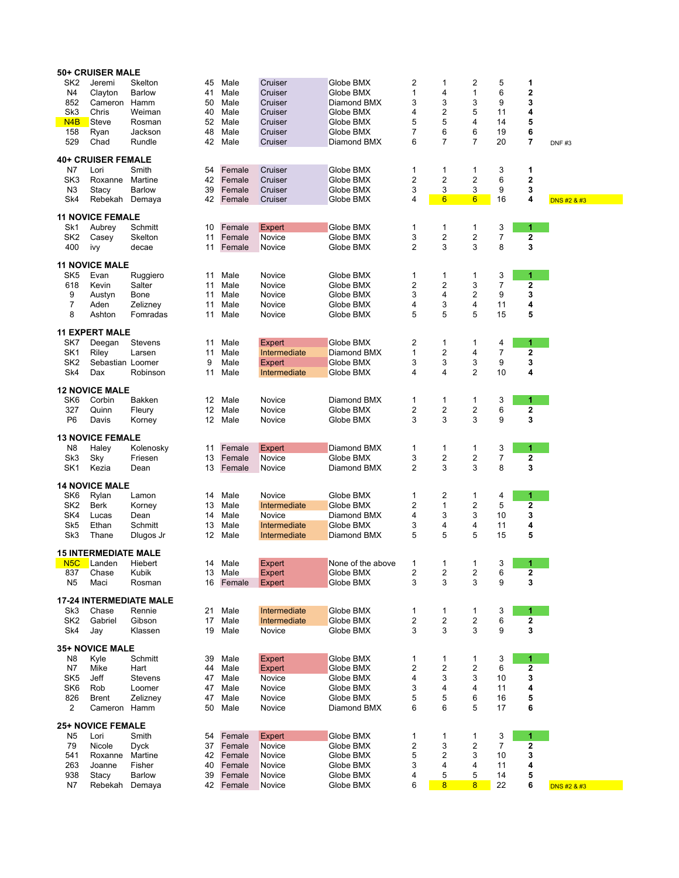**50+ CRUISER MALE**

| | | | | | | | | | | | | |
|---|---|---|---|---|---|---|---|---|---|---|---|---|
| SK2 | Jeremi | Skelton | 45 | Male | Cruiser | Globe BMX | 2 | 1 | 2 | 5 | **1** | |
| N4 | Clayton | Barlow | 41 | Male | Cruiser | Globe BMX | 1 | 4 | 1 | 6 | **2** | |
| 852 | Cameron | Hamm | 50 | Male | Cruiser | Diamond BMX | 3 | 3 | 3 | 9 | **3** | |
| Sk3 | Chris | Weiman | 40 | Male | Cruiser | Globe BMX | 4 | 2 | 5 | 11 | **4** | |
| N4B | Steve | Rosman | 52 | Male | Cruiser | Globe BMX | 5 | 5 | 4 | 14 | **5** | |
| 158 | Ryan | Jackson | 48 | Male | Cruiser | Globe BMX | 7 | 6 | 6 | 19 | **6** | |
| 529 | Chad | Rundle | 42 | Male | Cruiser | Diamond BMX | 6 | 7 | 7 | 20 | **7** | DNF #3 |

**40+ CRUISER FEMALE**

| | | | | | | | | | | | | |
|---|---|---|---|---|---|---|---|---|---|---|---|---|
| N7 | Lori | Smith | 54 | Female | Cruiser | Globe BMX | 1 | 1 | 1 | 3 | **1** | |
| SK3 | Roxanne | Martine | 42 | Female | Cruiser | Globe BMX | 2 | 2 | 2 | 6 | **2** | |
| N3 | Stacy | Barlow | 39 | Female | Cruiser | Globe BMX | 3 | 3 | 3 | 9 | **3** | |
| Sk4 | Rebekah | Demaya | 42 | Female | Cruiser | Globe BMX | 4 | 6 | 6 | 16 | **4** | DNS #2 & #3 |

**11 NOVICE FEMALE**

| | | | | | | | | | | | |
|---|---|---|---|---|---|---|---|---|---|---|---|
| Sk1 | Aubrey | Schmitt | 10 | Female | Expert | Globe BMX | 1 | 1 | 1 | 3 | **1** |
| SK2 | Casey | Skelton | 11 | Female | Novice | Globe BMX | 3 | 2 | 2 | 7 | **2** |
| 400 | ivy | decae | 11 | Female | Novice | Globe BMX | 2 | 3 | 3 | 8 | **3** |

**11 NOVICE MALE**

| | | | | | | | | | | | |
|---|---|---|---|---|---|---|---|---|---|---|---|
| SK5 | Evan | Ruggiero | 11 | Male | Novice | Globe BMX | 1 | 1 | 1 | 3 | **1** |
| 618 | Kevin | Salter | 11 | Male | Novice | Globe BMX | 2 | 2 | 3 | 7 | **2** |
| 9 | Austyn | Bone | 11 | Male | Novice | Globe BMX | 3 | 4 | 2 | 9 | **3** |
| 7 | Aden | Zelizney | 11 | Male | Novice | Globe BMX | 4 | 3 | 4 | 11 | **4** |
| 8 | Ashton | Fomradas | 11 | Male | Novice | Globe BMX | 5 | 5 | 5 | 15 | **5** |

**11 EXPERT MALE**

| | | | | | | | | | | | |
|---|---|---|---|---|---|---|---|---|---|---|---|
| SK7 | Deegan | Stevens | 11 | Male | Expert | Globe BMX | 2 | 1 | 1 | 4 | **1** |
| SK1 | Riley | Larsen | 11 | Male | Intermediate | Diamond BMX | 1 | 2 | 4 | 7 | **2** |
| SK2 | Sebastian | Loomer | 9 | Male | Expert | Globe BMX | 3 | 3 | 3 | 9 | **3** |
| Sk4 | Dax | Robinson | 11 | Male | Intermediate | Globe BMX | 4 | 4 | 2 | 10 | **4** |

**12 NOVICE MALE**

| | | | | | | | | | | | |
|---|---|---|---|---|---|---|---|---|---|---|---|
| SK6 | Corbin | Bakken | 12 | Male | Novice | Diamond BMX | 1 | 1 | 1 | 3 | **1** |
| 327 | Quinn | Fleury | 12 | Male | Novice | Globe BMX | 2 | 2 | 2 | 6 | **2** |
| P6 | Davis | Korney | 12 | Male | Novice | Globe BMX | 3 | 3 | 3 | 9 | **3** |

**13 NOVICE FEMALE**

| | | | | | | | | | | | |
|---|---|---|---|---|---|---|---|---|---|---|---|
| N8 | Haley | Kolenosky | 11 | Female | Expert | Diamond BMX | 1 | 1 | 1 | 3 | **1** |
| Sk3 | Sky | Friesen | 13 | Female | Novice | Globe BMX | 3 | 2 | 2 | 7 | **2** |
| SK1 | Kezia | Dean | 13 | Female | Novice | Diamond BMX | 2 | 3 | 3 | 8 | **3** |

**14 NOVICE MALE**

| | | | | | | | | | | | |
|---|---|---|---|---|---|---|---|---|---|---|---|
| SK6 | Rylan | Lamon | 14 | Male | Novice | Globe BMX | 1 | 2 | 1 | 4 | **1** |
| SK2 | Berk | Korney | 13 | Male | Intermediate | Globe BMX | 2 | 1 | 2 | 5 | **2** |
| SK4 | Lucas | Dean | 14 | Male | Novice | Diamond BMX | 4 | 3 | 3 | 10 | **3** |
| Sk5 | Ethan | Schmitt | 13 | Male | Intermediate | Globe BMX | 3 | 4 | 4 | 11 | **4** |
| Sk3 | Thane | Dlugos Jr | 12 | Male | Intermediate | Diamond BMX | 5 | 5 | 5 | 15 | **5** |

**15 INTERMEDIATE MALE**

| | | | | | | | | | | | |
|---|---|---|---|---|---|---|---|---|---|---|---|
| N5C | Landen | Hiebert | 14 | Male | Expert | None of the above | 1 | 1 | 1 | 3 | **1** |
| 837 | Chase | Kubik | 13 | Male | Expert | Globe BMX | 2 | 2 | 2 | 6 | **2** |
| N5 | Maci | Rosman | 16 | Female | Expert | Globe BMX | 3 | 3 | 3 | 9 | **3** |

**17-24 INTERMEDIATE MALE**

| | | | | | | | | | | | |
|---|---|---|---|---|---|---|---|---|---|---|---|
| Sk3 | Chase | Rennie | 21 | Male | Intermediate | Globe BMX | 1 | 1 | 1 | 3 | **1** |
| SK2 | Gabriel | Gibson | 17 | Male | Intermediate | Globe BMX | 2 | 2 | 2 | 6 | **2** |
| Sk4 | Jay | Klassen | 19 | Male | Novice | Globe BMX | 3 | 3 | 3 | 9 | **3** |

**35+ NOVICE MALE**

| | | | | | | | | | | | |
|---|---|---|---|---|---|---|---|---|---|---|---|
| N8 | Kyle | Schmitt | 39 | Male | Expert | Globe BMX | 1 | 1 | 1 | 3 | **1** |
| N7 | Mike | Hart | 44 | Male | Expert | Globe BMX | 2 | 2 | 2 | 6 | **2** |
| SK5 | Jeff | Stevens | 47 | Male | Novice | Globe BMX | 4 | 3 | 3 | 10 | **3** |
| SK6 | Rob | Loomer | 47 | Male | Novice | Globe BMX | 3 | 4 | 4 | 11 | **4** |
| 826 | Brent | Zelizney | 47 | Male | Novice | Globe BMX | 5 | 5 | 6 | 16 | **5** |
| 2 | Cameron | Hamm | 50 | Male | Novice | Diamond BMX | 6 | 6 | 5 | 17 | **6** |

**25+ NOVICE FEMALE**

| | | | | | | | | | | | | |
|---|---|---|---|---|---|---|---|---|---|---|---|---|
| N5 | Lori | Smith | 54 | Female | Expert | Globe BMX | 1 | 1 | 1 | 3 | **1** | |
| 79 | Nicole | Dyck | 37 | Female | Novice | Globe BMX | 2 | 3 | 2 | 7 | **2** | |
| 541 | Roxanne | Martine | 42 | Female | Novice | Globe BMX | 5 | 2 | 3 | 10 | **3** | |
| 263 | Joanne | Fisher | 40 | Female | Novice | Globe BMX | 3 | 4 | 4 | 11 | **4** | |
| 938 | Stacy | Barlow | 39 | Female | Novice | Globe BMX | 4 | 5 | 5 | 14 | **5** | |
| N7 | Rebekah | Demaya | 42 | Female | Novice | Globe BMX | 6 | 8 | 8 | 22 | **6** | DNS #2 & #3 |